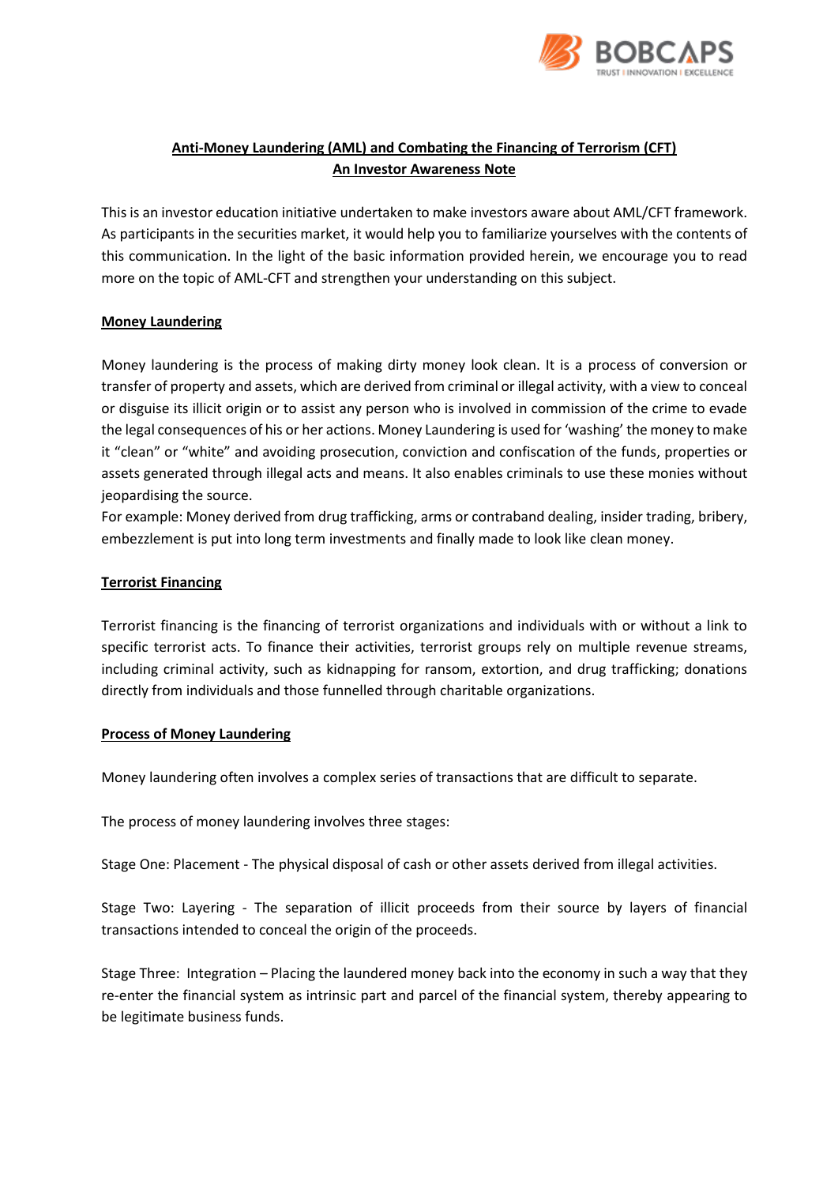# Anti-Money Laundering (AML) and Combating the Financing of Terrorism (CFT)
## An Investor Awareness Note

This is an investor education initiative undertaken to make investors aware about AML/CFT framework. As participants in the securities market, it would help you to familiarize yourselves with the contents of this communication. In the light of the basic information provided herein, we encourage you to read more on the topic of AML-CFT and strengthen your understanding on this subject.

### Money Laundering

Money laundering is the process of making dirty money look clean. It is a process of conversion or transfer of property and assets, which are derived from criminal or illegal activity, with a view to conceal or disguise its illicit origin or to assist any person who is involved in commission of the crime to evade the legal consequences of his or her actions. Money Laundering is used for 'washing' the money to make it "clean" or "white" and avoiding prosecution, conviction and confiscation of the funds, properties or assets generated through illegal acts and means. It also enables criminals to use these monies without jeopardising the source.

For example: Money derived from drug trafficking, arms or contraband dealing, insider trading, bribery, embezzlement is put into long term investments and finally made to look like clean money.

### Terrorist Financing

Terrorist financing is the financing of terrorist organizations and individuals with or without a link to specific terrorist acts. To finance their activities, terrorist groups rely on multiple revenue streams, including criminal activity, such as kidnapping for ransom, extortion, and drug trafficking; donations directly from individuals and those funnelled through charitable organizations.

### Process of Money Laundering

Money laundering often involves a complex series of transactions that are difficult to separate.

The process of money laundering involves three stages:

Stage One: Placement - The physical disposal of cash or other assets derived from illegal activities.

Stage Two: Layering - The separation of illicit proceeds from their source by layers of financial transactions intended to conceal the origin of the proceeds.

Stage Three: Integration – Placing the laundered money back into the economy in such a way that they re-enter the financial system as intrinsic part and parcel of the financial system, thereby appearing to be legitimate business funds.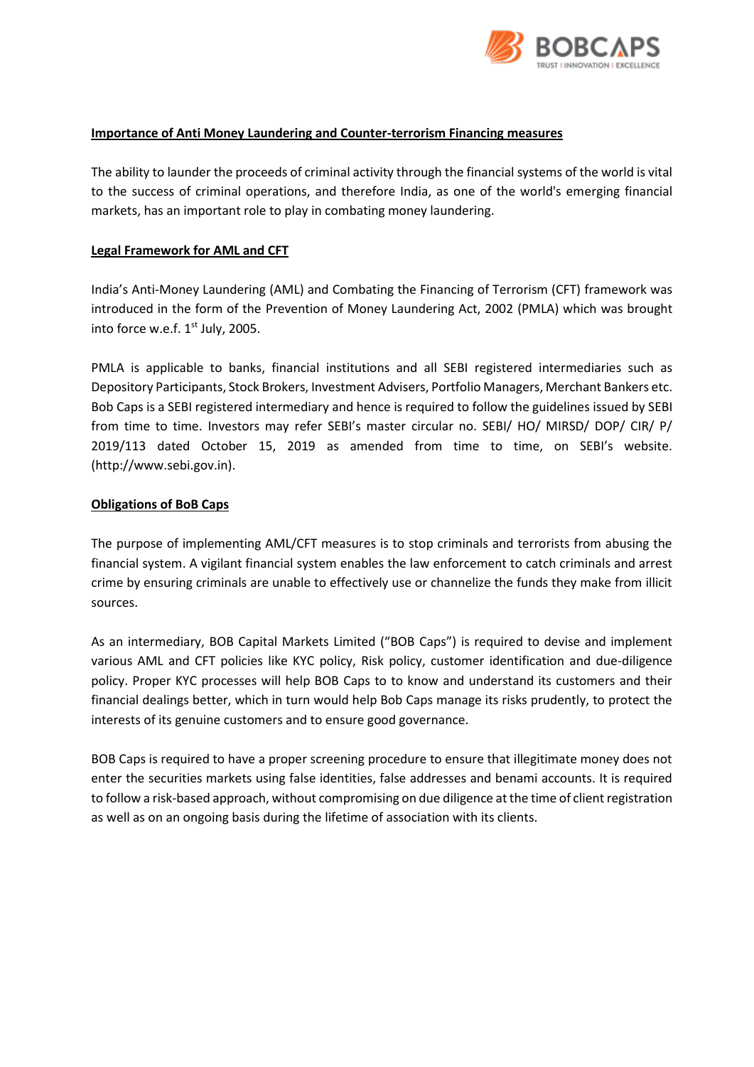**Importance of Anti Money Laundering and Counter-terrorism Financing measures**

The ability to launder the proceeds of criminal activity through the financial systems of the world is vital to the success of criminal operations, and therefore India, as one of the world's emerging financial markets, has an important role to play in combating money laundering.

**Legal Framework for AML and CFT**

India's Anti-Money Laundering (AML) and Combating the Financing of Terrorism (CFT) framework was introduced in the form of the Prevention of Money Laundering Act, 2002 (PMLA) which was brought into force w.e.f. 1st July, 2005.

PMLA is applicable to banks, financial institutions and all SEBI registered intermediaries such as Depository Participants, Stock Brokers, Investment Advisers, Portfolio Managers, Merchant Bankers etc. Bob Caps is a SEBI registered intermediary and hence is required to follow the guidelines issued by SEBI from time to time. Investors may refer SEBI's master circular no. SEBI/ HO/ MIRSD/ DOP/ CIR/ P/ 2019/113 dated October 15, 2019 as amended from time to time, on SEBI's website. (http://www.sebi.gov.in).

**Obligations of BoB Caps**

The purpose of implementing AML/CFT measures is to stop criminals and terrorists from abusing the financial system. A vigilant financial system enables the law enforcement to catch criminals and arrest crime by ensuring criminals are unable to effectively use or channelize the funds they make from illicit sources.

As an intermediary, BOB Capital Markets Limited ("BOB Caps") is required to devise and implement various AML and CFT policies like KYC policy, Risk policy, customer identification and due-diligence policy. Proper KYC processes will help BOB Caps to to know and understand its customers and their financial dealings better, which in turn would help Bob Caps manage its risks prudently, to protect the interests of its genuine customers and to ensure good governance.

BOB Caps is required to have a proper screening procedure to ensure that illegitimate money does not enter the securities markets using false identities, false addresses and benami accounts. It is required to follow a risk-based approach, without compromising on due diligence at the time of client registration as well as on an ongoing basis during the lifetime of association with its clients.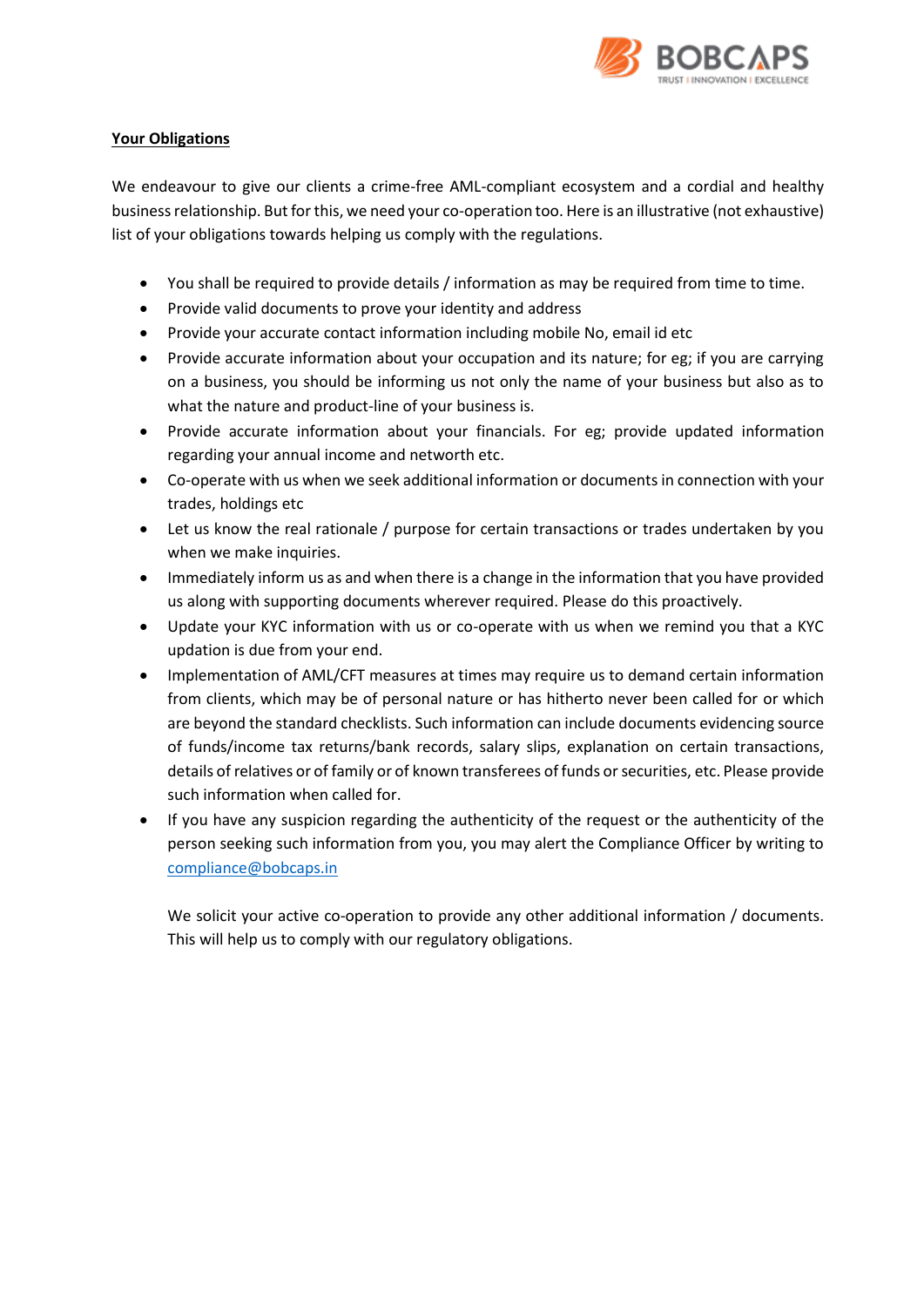**Your Obligations**

We endeavour to give our clients a crime-free AML-compliant ecosystem and a cordial and healthy business relationship. But for this, we need your co-operation too. Here is an illustrative (not exhaustive) list of your obligations towards helping us comply with the regulations.

- You shall be required to provide details / information as may be required from time to time.
- Provide valid documents to prove your identity and address
- Provide your accurate contact information including mobile No, email id etc
- Provide accurate information about your occupation and its nature; for eg; if you are carrying on a business, you should be informing us not only the name of your business but also as to what the nature and product-line of your business is.
- Provide accurate information about your financials. For eg; provide updated information regarding your annual income and networth etc.
- Co-operate with us when we seek additional information or documents in connection with your trades, holdings etc
- Let us know the real rationale / purpose for certain transactions or trades undertaken by you when we make inquiries.
- Immediately inform us as and when there is a change in the information that you have provided us along with supporting documents wherever required. Please do this proactively.
- Update your KYC information with us or co-operate with us when we remind you that a KYC updation is due from your end.
- Implementation of AML/CFT measures at times may require us to demand certain information from clients, which may be of personal nature or has hitherto never been called for or which are beyond the standard checklists. Such information can include documents evidencing source of funds/income tax returns/bank records, salary slips, explanation on certain transactions, details of relatives or of family or of known transferees of funds or securities, etc. Please provide such information when called for.
- If you have any suspicion regarding the authenticity of the request or the authenticity of the person seeking such information from you, you may alert the Compliance Officer by writing to compliance@bobcaps.in

  We solicit your active co-operation to provide any other additional information / documents. This will help us to comply with our regulatory obligations.